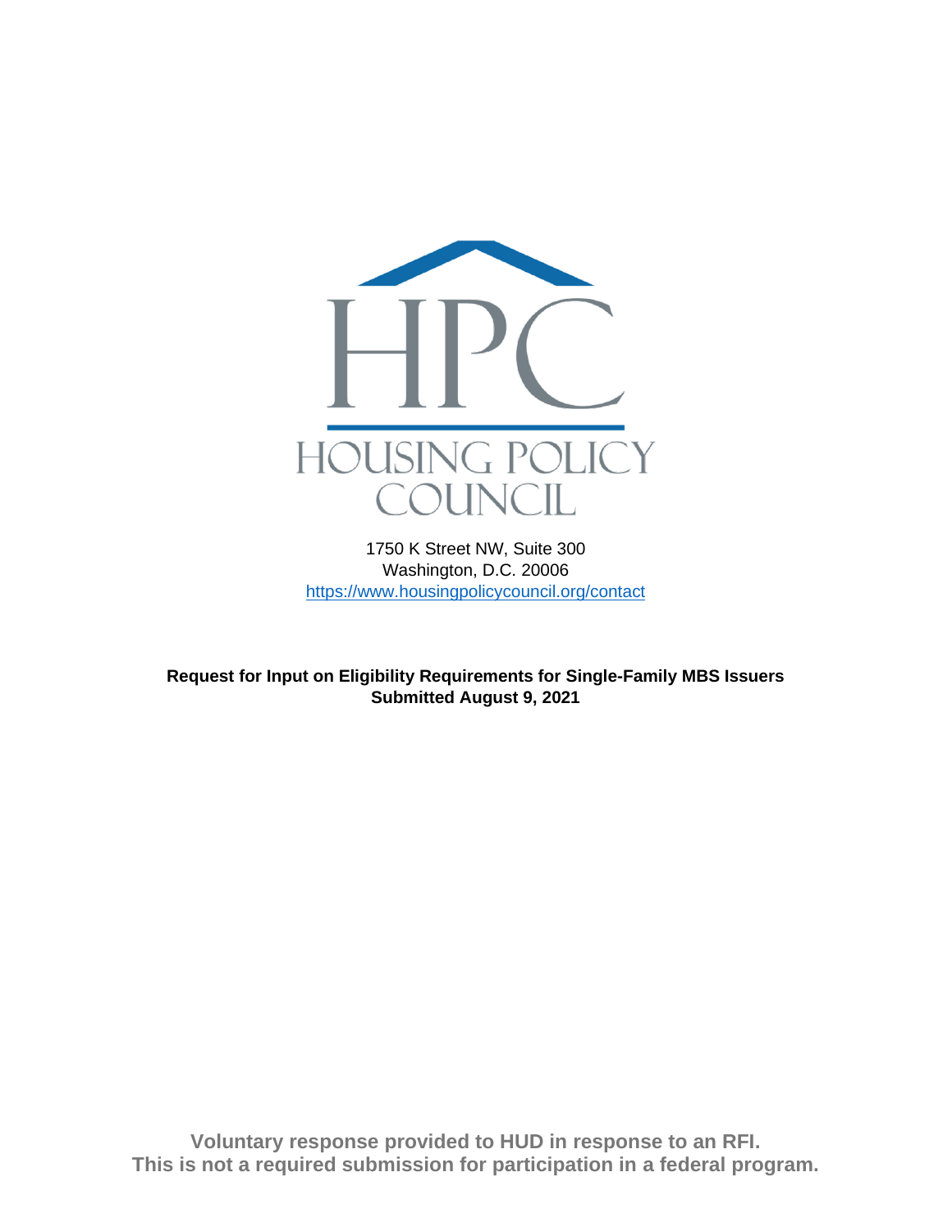HPC

HOUSING POLICY COUNCIL

1750 K Street NW, Suite 300
Washington, D.C. 20006
https://www.housingpolicycouncil.org/contact

**Request for Input on Eligibility Requirements for Single-Family MBS Issuers**
**Submitted August 9, 2021**

**Voluntary response provided to HUD in response to an RFI.**
**This is not a required submission for participation in a federal program.**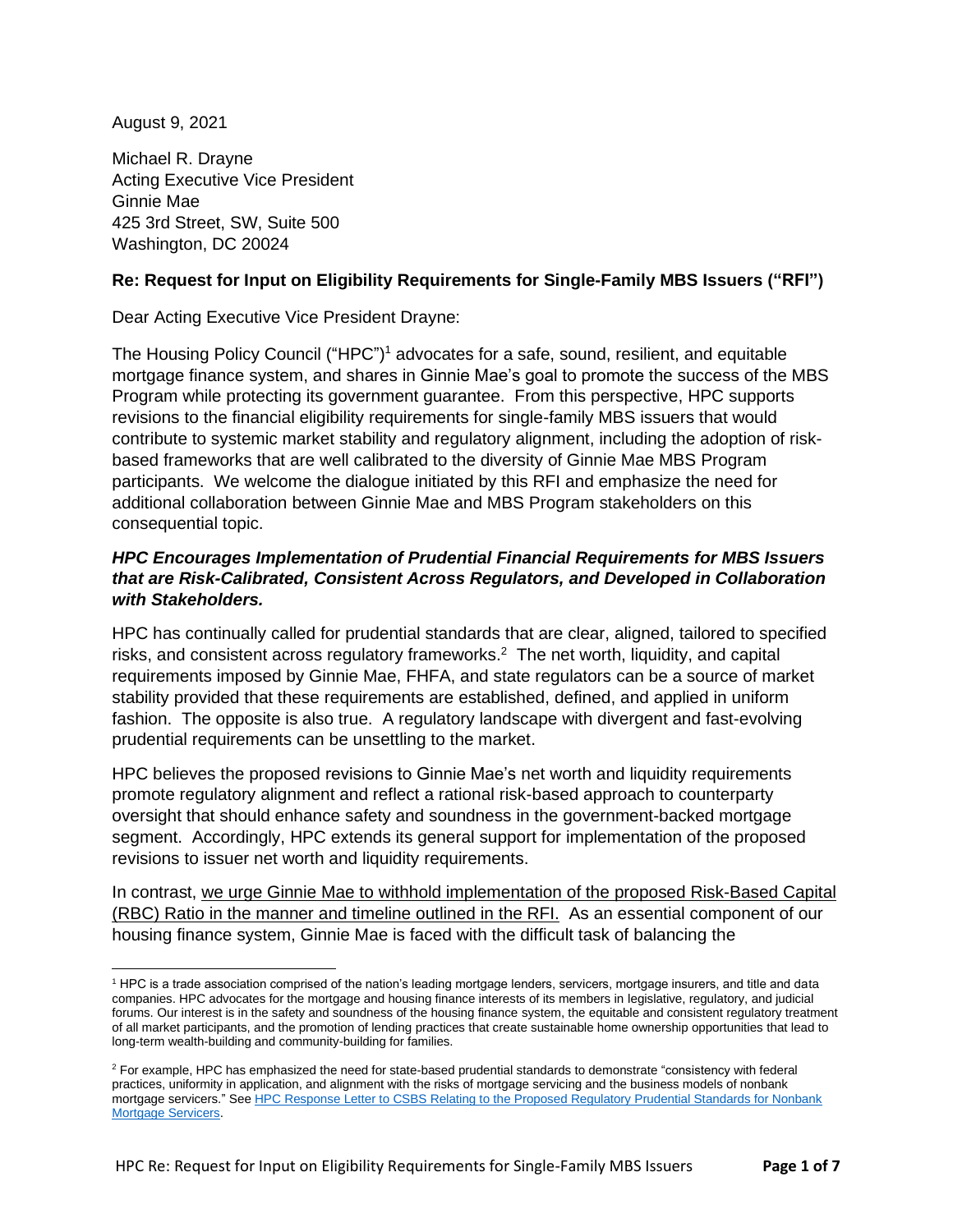August 9, 2021

Michael R. Drayne
Acting Executive Vice President
Ginnie Mae
425 3rd Street, SW, Suite 500
Washington, DC 20024

**Re: Request for Input on Eligibility Requirements for Single-Family MBS Issuers ("RFI")**

Dear Acting Executive Vice President Drayne:

The Housing Policy Council ("HPC")[1] advocates for a safe, sound, resilient, and equitable mortgage finance system, and shares in Ginnie Mae's goal to promote the success of the MBS Program while protecting its government guarantee. From this perspective, HPC supports revisions to the financial eligibility requirements for single-family MBS issuers that would contribute to systemic market stability and regulatory alignment, including the adoption of risk-based frameworks that are well calibrated to the diversity of Ginnie Mae MBS Program participants. We welcome the dialogue initiated by this RFI and emphasize the need for additional collaboration between Ginnie Mae and MBS Program stakeholders on this consequential topic.

***HPC Encourages Implementation of Prudential Financial Requirements for MBS Issuers that are Risk-Calibrated, Consistent Across Regulators, and Developed in Collaboration with Stakeholders.***

HPC has continually called for prudential standards that are clear, aligned, tailored to specified risks, and consistent across regulatory frameworks.[2] The net worth, liquidity, and capital requirements imposed by Ginnie Mae, FHFA, and state regulators can be a source of market stability provided that these requirements are established, defined, and applied in uniform fashion. The opposite is also true. A regulatory landscape with divergent and fast-evolving prudential requirements can be unsettling to the market.

HPC believes the proposed revisions to Ginnie Mae's net worth and liquidity requirements promote regulatory alignment and reflect a rational risk-based approach to counterparty oversight that should enhance safety and soundness in the government-backed mortgage segment. Accordingly, HPC extends its general support for implementation of the proposed revisions to issuer net worth and liquidity requirements.

In contrast, <u>we urge Ginnie Mae to withhold implementation of the proposed Risk-Based Capital (RBC) Ratio in the manner and timeline outlined in the RFI.</u> As an essential component of our housing finance system, Ginnie Mae is faced with the difficult task of balancing the

---

[1] HPC is a trade association comprised of the nation's leading mortgage lenders, servicers, mortgage insurers, and title and data companies. HPC advocates for the mortgage and housing finance interests of its members in legislative, regulatory, and judicial forums. Our interest is in the safety and soundness of the housing finance system, the equitable and consistent regulatory treatment of all market participants, and the promotion of lending practices that create sustainable home ownership opportunities that lead to long-term wealth-building and community-building for families.

[2] For example, HPC has emphasized the need for state-based prudential standards to demonstrate "consistency with federal practices, uniformity in application, and alignment with the risks of mortgage servicing and the business models of nonbank mortgage servicers." See [HPC Response Letter to CSBS Relating to the Proposed Regulatory Prudential Standards for Nonbank Mortgage Servicers](#).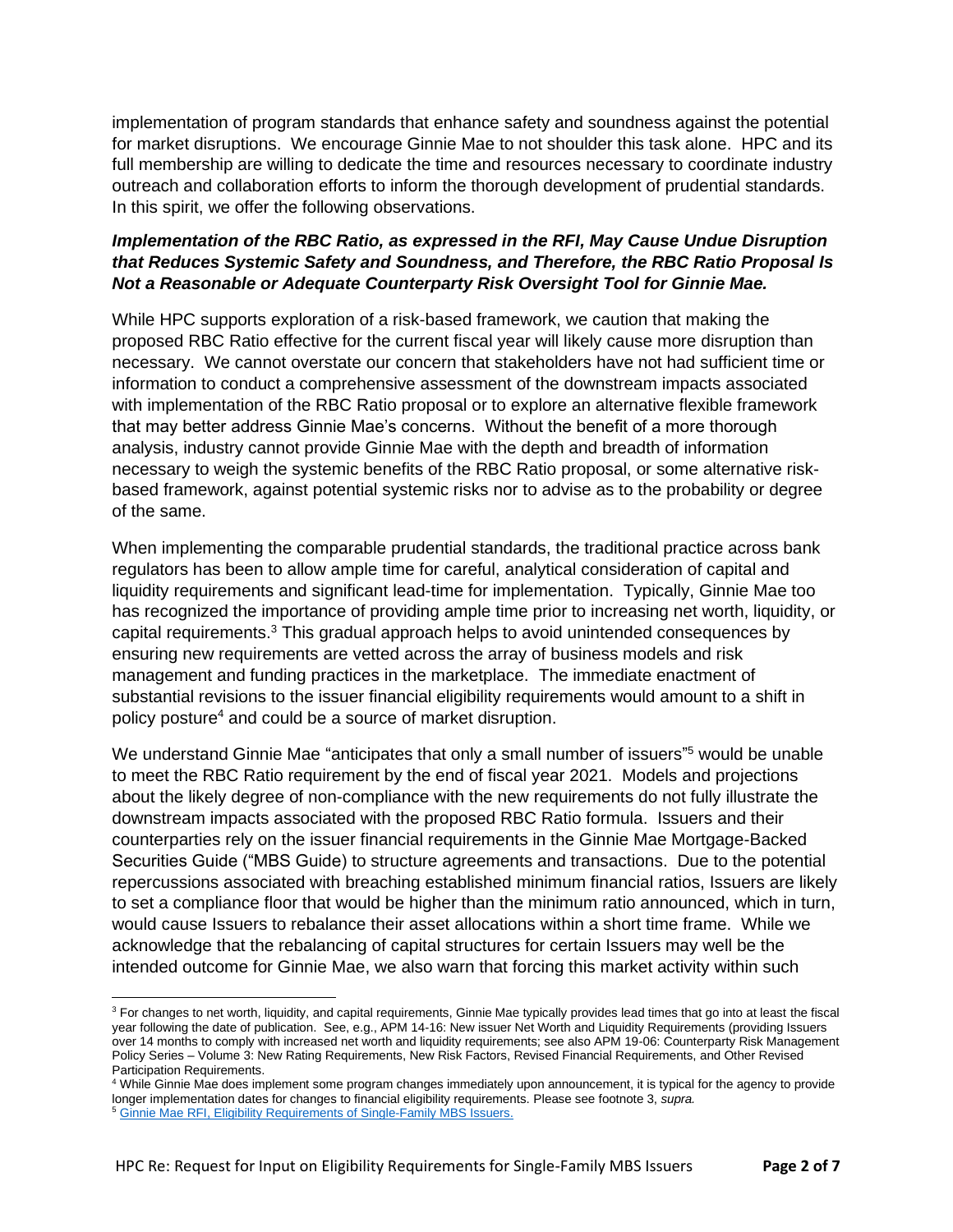implementation of program standards that enhance safety and soundness against the potential for market disruptions. We encourage Ginnie Mae to not shoulder this task alone. HPC and its full membership are willing to dedicate the time and resources necessary to coordinate industry outreach and collaboration efforts to inform the thorough development of prudential standards. In this spirit, we offer the following observations.

***Implementation of the RBC Ratio, as expressed in the RFI, May Cause Undue Disruption that Reduces Systemic Safety and Soundness, and Therefore, the RBC Ratio Proposal Is Not a Reasonable or Adequate Counterparty Risk Oversight Tool for Ginnie Mae.***

While HPC supports exploration of a risk-based framework, we caution that making the proposed RBC Ratio effective for the current fiscal year will likely cause more disruption than necessary. We cannot overstate our concern that stakeholders have not had sufficient time or information to conduct a comprehensive assessment of the downstream impacts associated with implementation of the RBC Ratio proposal or to explore an alternative flexible framework that may better address Ginnie Mae's concerns. Without the benefit of a more thorough analysis, industry cannot provide Ginnie Mae with the depth and breadth of information necessary to weigh the systemic benefits of the RBC Ratio proposal, or some alternative risk-based framework, against potential systemic risks nor to advise as to the probability or degree of the same.

When implementing the comparable prudential standards, the traditional practice across bank regulators has been to allow ample time for careful, analytical consideration of capital and liquidity requirements and significant lead-time for implementation. Typically, Ginnie Mae too has recognized the importance of providing ample time prior to increasing net worth, liquidity, or capital requirements.[3] This gradual approach helps to avoid unintended consequences by ensuring new requirements are vetted across the array of business models and risk management and funding practices in the marketplace. The immediate enactment of substantial revisions to the issuer financial eligibility requirements would amount to a shift in policy posture[4] and could be a source of market disruption.

We understand Ginnie Mae "anticipates that only a small number of issuers"[5] would be unable to meet the RBC Ratio requirement by the end of fiscal year 2021. Models and projections about the likely degree of non-compliance with the new requirements do not fully illustrate the downstream impacts associated with the proposed RBC Ratio formula. Issuers and their counterparties rely on the issuer financial requirements in the Ginnie Mae Mortgage-Backed Securities Guide ("MBS Guide) to structure agreements and transactions. Due to the potential repercussions associated with breaching established minimum financial ratios, Issuers are likely to set a compliance floor that would be higher than the minimum ratio announced, which in turn, would cause Issuers to rebalance their asset allocations within a short time frame. While we acknowledge that the rebalancing of capital structures for certain Issuers may well be the intended outcome for Ginnie Mae, we also warn that forcing this market activity within such

---

[3] For changes to net worth, liquidity, and capital requirements, Ginnie Mae typically provides lead times that go into at least the fiscal year following the date of publication. See, e.g., APM 14-16: New issuer Net Worth and Liquidity Requirements (providing Issuers over 14 months to comply with increased net worth and liquidity requirements; see also APM 19-06: Counterparty Risk Management Policy Series – Volume 3: New Rating Requirements, New Risk Factors, Revised Financial Requirements, and Other Revised Participation Requirements.

[4] While Ginnie Mae does implement some program changes immediately upon announcement, it is typical for the agency to provide longer implementation dates for changes to financial eligibility requirements. Please see footnote 3, *supra.*

[5] Ginnie Mae RFI, Eligibility Requirements of Single-Family MBS Issuers.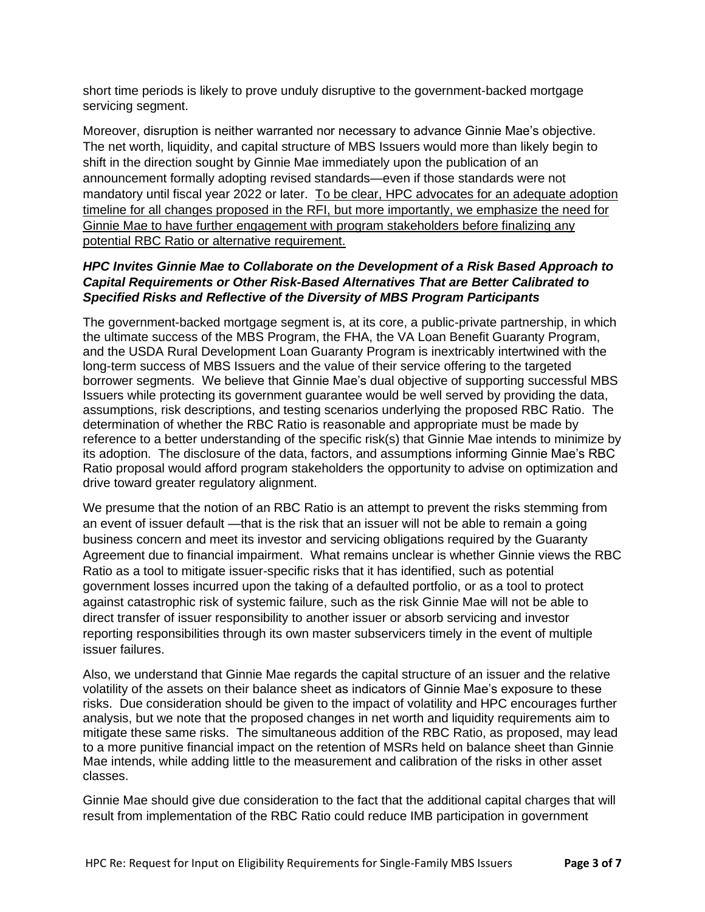short time periods is likely to prove unduly disruptive to the government-backed mortgage servicing segment.

Moreover, disruption is neither warranted nor necessary to advance Ginnie Mae's objective. The net worth, liquidity, and capital structure of MBS Issuers would more than likely begin to shift in the direction sought by Ginnie Mae immediately upon the publication of an announcement formally adopting revised standards—even if those standards were not mandatory until fiscal year 2022 or later. <u>To be clear, HPC advocates for an adequate adoption timeline for all changes proposed in the RFI, but more importantly, we emphasize the need for Ginnie Mae to have further engagement with program stakeholders before finalizing any potential RBC Ratio or alternative requirement.</u>

***HPC Invites Ginnie Mae to Collaborate on the Development of a Risk Based Approach to Capital Requirements or Other Risk-Based Alternatives That are Better Calibrated to Specified Risks and Reflective of the Diversity of MBS Program Participants***

The government-backed mortgage segment is, at its core, a public-private partnership, in which the ultimate success of the MBS Program, the FHA, the VA Loan Benefit Guaranty Program, and the USDA Rural Development Loan Guaranty Program is inextricably intertwined with the long-term success of MBS Issuers and the value of their service offering to the targeted borrower segments. We believe that Ginnie Mae's dual objective of supporting successful MBS Issuers while protecting its government guarantee would be well served by providing the data, assumptions, risk descriptions, and testing scenarios underlying the proposed RBC Ratio. The determination of whether the RBC Ratio is reasonable and appropriate must be made by reference to a better understanding of the specific risk(s) that Ginnie Mae intends to minimize by its adoption. The disclosure of the data, factors, and assumptions informing Ginnie Mae's RBC Ratio proposal would afford program stakeholders the opportunity to advise on optimization and drive toward greater regulatory alignment.

We presume that the notion of an RBC Ratio is an attempt to prevent the risks stemming from an event of issuer default —that is the risk that an issuer will not be able to remain a going business concern and meet its investor and servicing obligations required by the Guaranty Agreement due to financial impairment. What remains unclear is whether Ginnie views the RBC Ratio as a tool to mitigate issuer-specific risks that it has identified, such as potential government losses incurred upon the taking of a defaulted portfolio, or as a tool to protect against catastrophic risk of systemic failure, such as the risk Ginnie Mae will not be able to direct transfer of issuer responsibility to another issuer or absorb servicing and investor reporting responsibilities through its own master subservicers timely in the event of multiple issuer failures.

Also, we understand that Ginnie Mae regards the capital structure of an issuer and the relative volatility of the assets on their balance sheet as indicators of Ginnie Mae's exposure to these risks. Due consideration should be given to the impact of volatility and HPC encourages further analysis, but we note that the proposed changes in net worth and liquidity requirements aim to mitigate these same risks. The simultaneous addition of the RBC Ratio, as proposed, may lead to a more punitive financial impact on the retention of MSRs held on balance sheet than Ginnie Mae intends, while adding little to the measurement and calibration of the risks in other asset classes.

Ginnie Mae should give due consideration to the fact that the additional capital charges that will result from implementation of the RBC Ratio could reduce IMB participation in government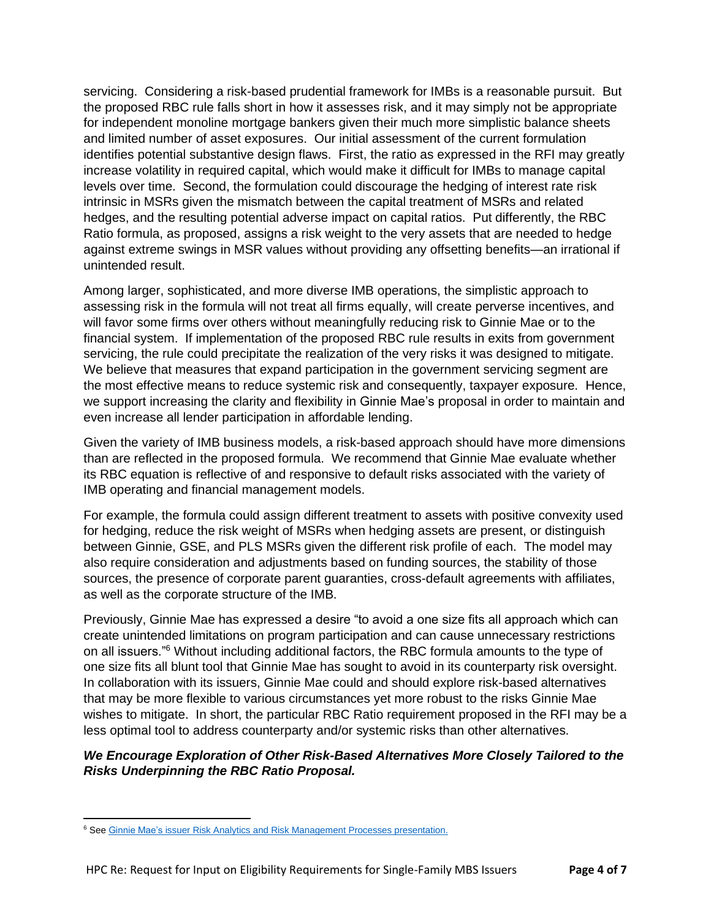servicing. Considering a risk-based prudential framework for IMBs is a reasonable pursuit. But the proposed RBC rule falls short in how it assesses risk, and it may simply not be appropriate for independent monoline mortgage bankers given their much more simplistic balance sheets and limited number of asset exposures. Our initial assessment of the current formulation identifies potential substantive design flaws. First, the ratio as expressed in the RFI may greatly increase volatility in required capital, which would make it difficult for IMBs to manage capital levels over time. Second, the formulation could discourage the hedging of interest rate risk intrinsic in MSRs given the mismatch between the capital treatment of MSRs and related hedges, and the resulting potential adverse impact on capital ratios. Put differently, the RBC Ratio formula, as proposed, assigns a risk weight to the very assets that are needed to hedge against extreme swings in MSR values without providing any offsetting benefits—an irrational if unintended result.

Among larger, sophisticated, and more diverse IMB operations, the simplistic approach to assessing risk in the formula will not treat all firms equally, will create perverse incentives, and will favor some firms over others without meaningfully reducing risk to Ginnie Mae or to the financial system. If implementation of the proposed RBC rule results in exits from government servicing, the rule could precipitate the realization of the very risks it was designed to mitigate. We believe that measures that expand participation in the government servicing segment are the most effective means to reduce systemic risk and consequently, taxpayer exposure. Hence, we support increasing the clarity and flexibility in Ginnie Mae's proposal in order to maintain and even increase all lender participation in affordable lending.

Given the variety of IMB business models, a risk-based approach should have more dimensions than are reflected in the proposed formula. We recommend that Ginnie Mae evaluate whether its RBC equation is reflective of and responsive to default risks associated with the variety of IMB operating and financial management models.

For example, the formula could assign different treatment to assets with positive convexity used for hedging, reduce the risk weight of MSRs when hedging assets are present, or distinguish between Ginnie, GSE, and PLS MSRs given the different risk profile of each. The model may also require consideration and adjustments based on funding sources, the stability of those sources, the presence of corporate parent guaranties, cross-default agreements with affiliates, as well as the corporate structure of the IMB.

Previously, Ginnie Mae has expressed a desire "to avoid a one size fits all approach which can create unintended limitations on program participation and can cause unnecessary restrictions on all issuers."[6] Without including additional factors, the RBC formula amounts to the type of one size fits all blunt tool that Ginnie Mae has sought to avoid in its counterparty risk oversight. In collaboration with its issuers, Ginnie Mae could and should explore risk-based alternatives that may be more flexible to various circumstances yet more robust to the risks Ginnie Mae wishes to mitigate. In short, the particular RBC Ratio requirement proposed in the RFI may be a less optimal tool to address counterparty and/or systemic risks than other alternatives.

***We Encourage Exploration of Other Risk-Based Alternatives More Closely Tailored to the Risks Underpinning the RBC Ratio Proposal.***

---

[6] See Ginnie Mae's issuer Risk Analytics and Risk Management Processes presentation.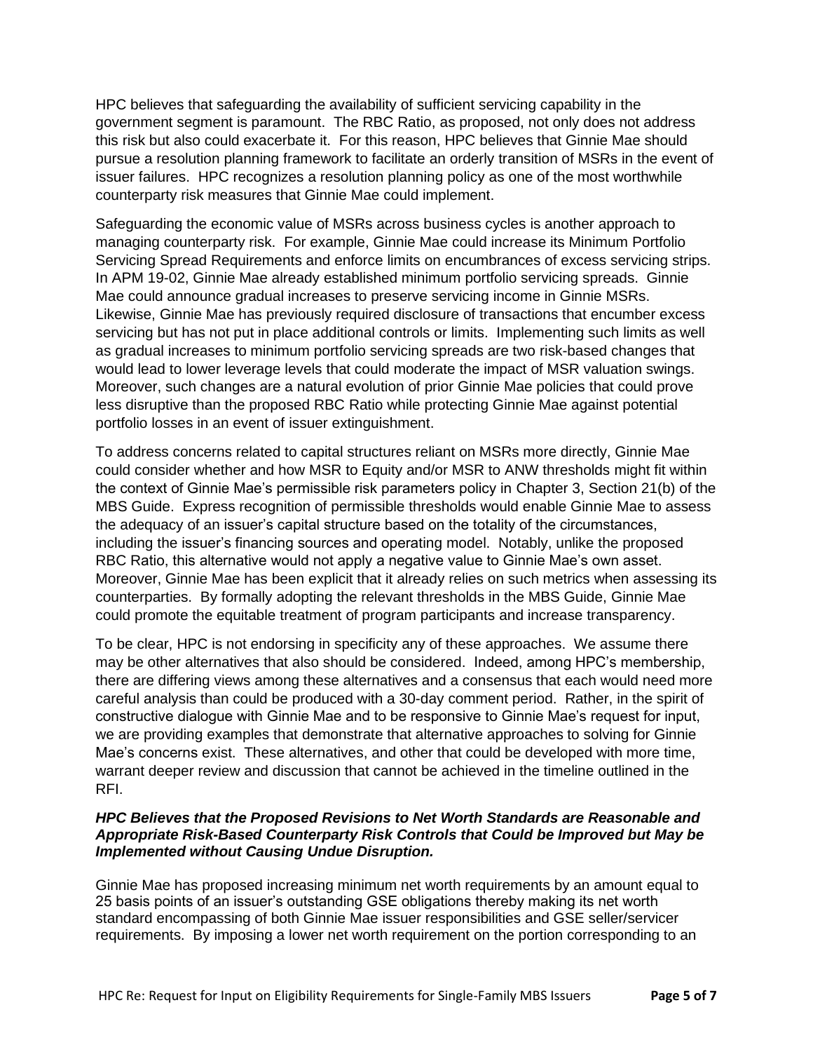HPC believes that safeguarding the availability of sufficient servicing capability in the government segment is paramount. The RBC Ratio, as proposed, not only does not address this risk but also could exacerbate it. For this reason, HPC believes that Ginnie Mae should pursue a resolution planning framework to facilitate an orderly transition of MSRs in the event of issuer failures. HPC recognizes a resolution planning policy as one of the most worthwhile counterparty risk measures that Ginnie Mae could implement.

Safeguarding the economic value of MSRs across business cycles is another approach to managing counterparty risk. For example, Ginnie Mae could increase its Minimum Portfolio Servicing Spread Requirements and enforce limits on encumbrances of excess servicing strips. In APM 19-02, Ginnie Mae already established minimum portfolio servicing spreads. Ginnie Mae could announce gradual increases to preserve servicing income in Ginnie MSRs. Likewise, Ginnie Mae has previously required disclosure of transactions that encumber excess servicing but has not put in place additional controls or limits. Implementing such limits as well as gradual increases to minimum portfolio servicing spreads are two risk-based changes that would lead to lower leverage levels that could moderate the impact of MSR valuation swings. Moreover, such changes are a natural evolution of prior Ginnie Mae policies that could prove less disruptive than the proposed RBC Ratio while protecting Ginnie Mae against potential portfolio losses in an event of issuer extinguishment.

To address concerns related to capital structures reliant on MSRs more directly, Ginnie Mae could consider whether and how MSR to Equity and/or MSR to ANW thresholds might fit within the context of Ginnie Mae's permissible risk parameters policy in Chapter 3, Section 21(b) of the MBS Guide. Express recognition of permissible thresholds would enable Ginnie Mae to assess the adequacy of an issuer's capital structure based on the totality of the circumstances, including the issuer's financing sources and operating model. Notably, unlike the proposed RBC Ratio, this alternative would not apply a negative value to Ginnie Mae's own asset. Moreover, Ginnie Mae has been explicit that it already relies on such metrics when assessing its counterparties. By formally adopting the relevant thresholds in the MBS Guide, Ginnie Mae could promote the equitable treatment of program participants and increase transparency.

To be clear, HPC is not endorsing in specificity any of these approaches. We assume there may be other alternatives that also should be considered. Indeed, among HPC's membership, there are differing views among these alternatives and a consensus that each would need more careful analysis than could be produced with a 30-day comment period. Rather, in the spirit of constructive dialogue with Ginnie Mae and to be responsive to Ginnie Mae's request for input, we are providing examples that demonstrate that alternative approaches to solving for Ginnie Mae's concerns exist. These alternatives, and other that could be developed with more time, warrant deeper review and discussion that cannot be achieved in the timeline outlined in the RFI.

***HPC Believes that the Proposed Revisions to Net Worth Standards are Reasonable and Appropriate Risk-Based Counterparty Risk Controls that Could be Improved but May be Implemented without Causing Undue Disruption.***

Ginnie Mae has proposed increasing minimum net worth requirements by an amount equal to 25 basis points of an issuer's outstanding GSE obligations thereby making its net worth standard encompassing of both Ginnie Mae issuer responsibilities and GSE seller/servicer requirements. By imposing a lower net worth requirement on the portion corresponding to an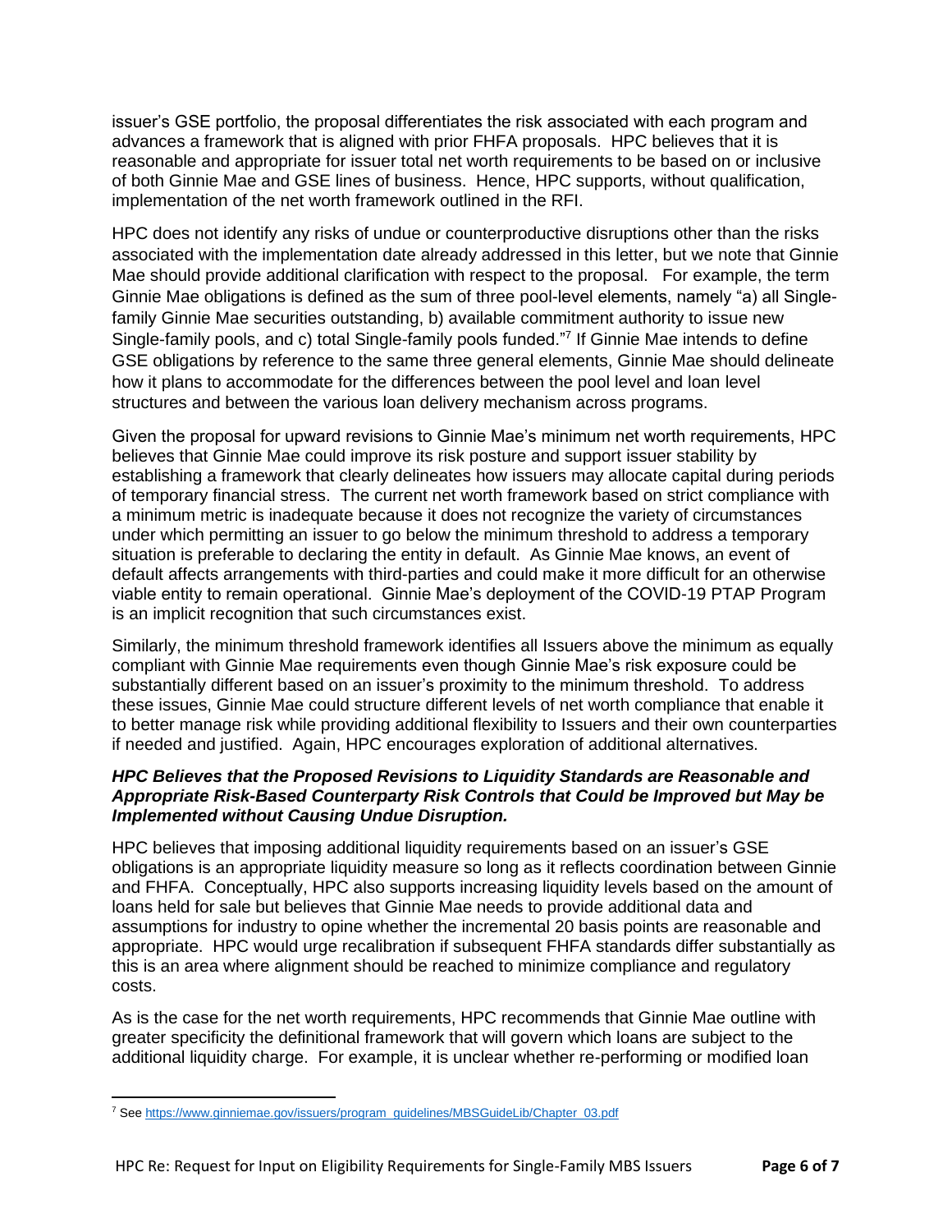issuer's GSE portfolio, the proposal differentiates the risk associated with each program and advances a framework that is aligned with prior FHFA proposals. HPC believes that it is reasonable and appropriate for issuer total net worth requirements to be based on or inclusive of both Ginnie Mae and GSE lines of business. Hence, HPC supports, without qualification, implementation of the net worth framework outlined in the RFI.

HPC does not identify any risks of undue or counterproductive disruptions other than the risks associated with the implementation date already addressed in this letter, but we note that Ginnie Mae should provide additional clarification with respect to the proposal. For example, the term Ginnie Mae obligations is defined as the sum of three pool-level elements, namely "a) all Single-family Ginnie Mae securities outstanding, b) available commitment authority to issue new Single-family pools, and c) total Single-family pools funded."[7] If Ginnie Mae intends to define GSE obligations by reference to the same three general elements, Ginnie Mae should delineate how it plans to accommodate for the differences between the pool level and loan level structures and between the various loan delivery mechanism across programs.

Given the proposal for upward revisions to Ginnie Mae's minimum net worth requirements, HPC believes that Ginnie Mae could improve its risk posture and support issuer stability by establishing a framework that clearly delineates how issuers may allocate capital during periods of temporary financial stress. The current net worth framework based on strict compliance with a minimum metric is inadequate because it does not recognize the variety of circumstances under which permitting an issuer to go below the minimum threshold to address a temporary situation is preferable to declaring the entity in default. As Ginnie Mae knows, an event of default affects arrangements with third-parties and could make it more difficult for an otherwise viable entity to remain operational. Ginnie Mae's deployment of the COVID-19 PTAP Program is an implicit recognition that such circumstances exist.

Similarly, the minimum threshold framework identifies all Issuers above the minimum as equally compliant with Ginnie Mae requirements even though Ginnie Mae's risk exposure could be substantially different based on an issuer's proximity to the minimum threshold. To address these issues, Ginnie Mae could structure different levels of net worth compliance that enable it to better manage risk while providing additional flexibility to Issuers and their own counterparties if needed and justified. Again, HPC encourages exploration of additional alternatives.

***HPC Believes that the Proposed Revisions to Liquidity Standards are Reasonable and Appropriate Risk-Based Counterparty Risk Controls that Could be Improved but May be Implemented without Causing Undue Disruption.***

HPC believes that imposing additional liquidity requirements based on an issuer's GSE obligations is an appropriate liquidity measure so long as it reflects coordination between Ginnie and FHFA. Conceptually, HPC also supports increasing liquidity levels based on the amount of loans held for sale but believes that Ginnie Mae needs to provide additional data and assumptions for industry to opine whether the incremental 20 basis points are reasonable and appropriate. HPC would urge recalibration if subsequent FHFA standards differ substantially as this is an area where alignment should be reached to minimize compliance and regulatory costs.

As is the case for the net worth requirements, HPC recommends that Ginnie Mae outline with greater specificity the definitional framework that will govern which loans are subject to the additional liquidity charge. For example, it is unclear whether re-performing or modified loan

[7] See https://www.ginniemae.gov/issuers/program_guidelines/MBSGuideLib/Chapter_03.pdf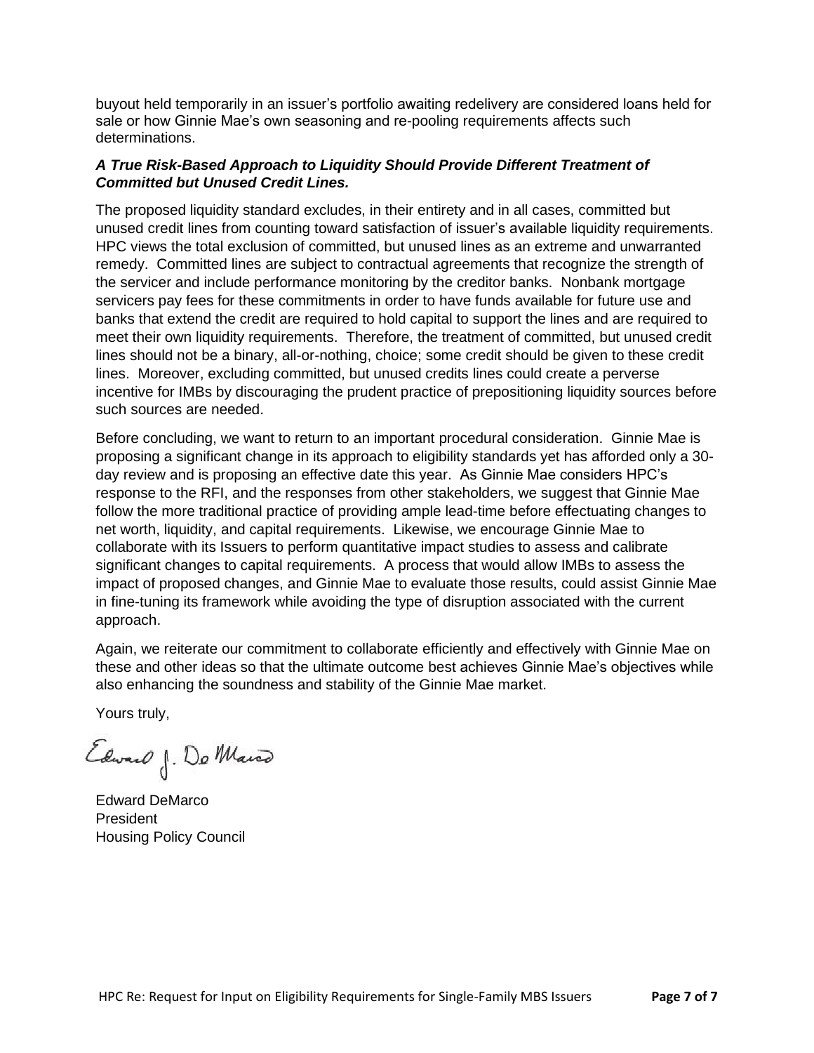buyout held temporarily in an issuer's portfolio awaiting redelivery are considered loans held for sale or how Ginnie Mae's own seasoning and re-pooling requirements affects such determinations.

***A True Risk-Based Approach to Liquidity Should Provide Different Treatment of Committed but Unused Credit Lines.***

The proposed liquidity standard excludes, in their entirety and in all cases, committed but unused credit lines from counting toward satisfaction of issuer's available liquidity requirements. HPC views the total exclusion of committed, but unused lines as an extreme and unwarranted remedy. Committed lines are subject to contractual agreements that recognize the strength of the servicer and include performance monitoring by the creditor banks. Nonbank mortgage servicers pay fees for these commitments in order to have funds available for future use and banks that extend the credit are required to hold capital to support the lines and are required to meet their own liquidity requirements. Therefore, the treatment of committed, but unused credit lines should not be a binary, all-or-nothing, choice; some credit should be given to these credit lines. Moreover, excluding committed, but unused credits lines could create a perverse incentive for IMBs by discouraging the prudent practice of prepositioning liquidity sources before such sources are needed.

Before concluding, we want to return to an important procedural consideration. Ginnie Mae is proposing a significant change in its approach to eligibility standards yet has afforded only a 30-day review and is proposing an effective date this year. As Ginnie Mae considers HPC's response to the RFI, and the responses from other stakeholders, we suggest that Ginnie Mae follow the more traditional practice of providing ample lead-time before effectuating changes to net worth, liquidity, and capital requirements. Likewise, we encourage Ginnie Mae to collaborate with its Issuers to perform quantitative impact studies to assess and calibrate significant changes to capital requirements. A process that would allow IMBs to assess the impact of proposed changes, and Ginnie Mae to evaluate those results, could assist Ginnie Mae in fine-tuning its framework while avoiding the type of disruption associated with the current approach.

Again, we reiterate our commitment to collaborate efficiently and effectively with Ginnie Mae on these and other ideas so that the ultimate outcome best achieves Ginnie Mae's objectives while also enhancing the soundness and stability of the Ginnie Mae market.

Yours truly,

Edward J. DeMarco

Edward DeMarco
President
Housing Policy Council